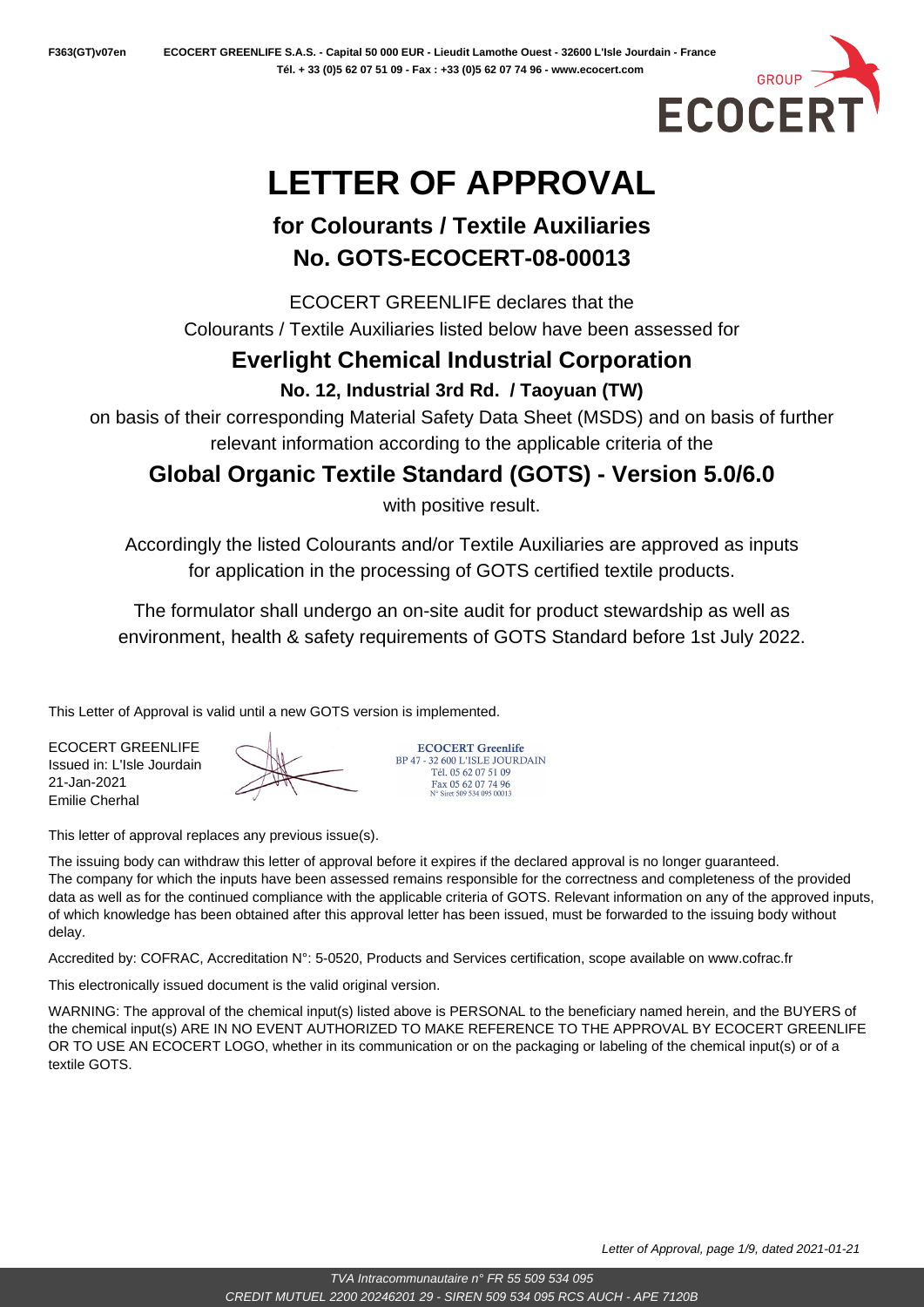# LETTER OF APPROVAL

## for Colourants / Textile Auxiliaries
## No. GOTS-ECOCERT-08-00013

ECOCERT GREENLIFE declares that the
Colourants / Textile Auxiliaries listed below have been assessed for

## Everlight Chemical Industrial Corporation

### No. 12, Industrial 3rd Rd. / Taoyuan (TW)

on basis of their corresponding Material Safety Data Sheet (MSDS) and on basis of further relevant information according to the applicable criteria of the

## Global Organic Textile Standard (GOTS) - Version 5.0/6.0

with positive result.

Accordingly the listed Colourants and/or Textile Auxiliaries are approved as inputs for application in the processing of GOTS certified textile products.

The formulator shall undergo an on-site audit for product stewardship as well as environment, health & safety requirements of GOTS Standard before 1st July 2022.

This Letter of Approval is valid until a new GOTS version is implemented.

ECOCERT GREENLIFE
Issued in: L'Isle Jourdain
21-Jan-2021
Emilie Cherhal

ECOCERT Greenlife
BP 47 - 32 600 L'ISLE JOURDAIN
Tél. 05 62 07 51 09
Fax 05 62 07 74 96
N° Siret 509 534 095 00013

This letter of approval replaces any previous issue(s).

The issuing body can withdraw this letter of approval before it expires if the declared approval is no longer guaranteed.
The company for which the inputs have been assessed remains responsible for the correctness and completeness of the provided data as well as for the continued compliance with the applicable criteria of GOTS. Relevant information on any of the approved inputs, of which knowledge has been obtained after this approval letter has been issued, must be forwarded to the issuing body without delay.

Accredited by: COFRAC, Accreditation N°: 5-0520, Products and Services certification, scope available on www.cofrac.fr

This electronically issued document is the valid original version.

WARNING: The approval of the chemical input(s) listed above is PERSONAL to the beneficiary named herein, and the BUYERS of the chemical input(s) ARE IN NO EVENT AUTHORIZED TO MAKE REFERENCE TO THE APPROVAL BY ECOCERT GREENLIFE OR TO USE AN ECOCERT LOGO, whether in its communication or on the packaging or labeling of the chemical input(s) or of a textile GOTS.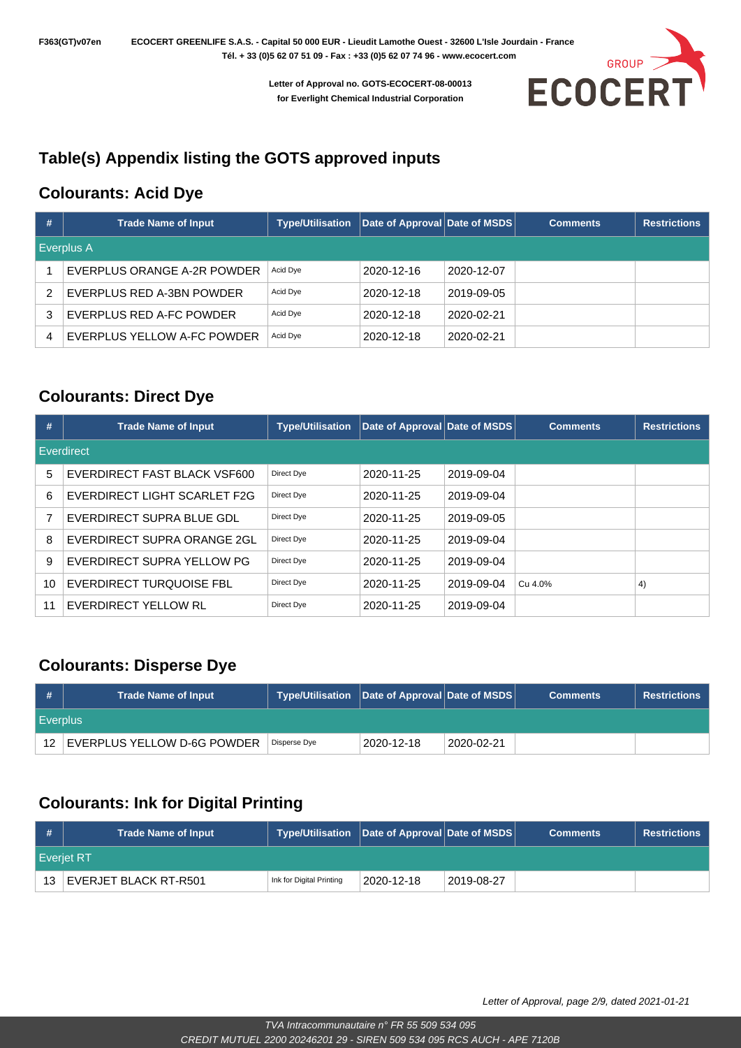## Table(s) Appendix listing the GOTS approved inputs

### Colourants: Acid Dye

| # | Trade Name of Input | Type/Utilisation | Date of Approval | Date of MSDS | Comments | Restrictions |
|---|---|---|---|---|---|---|
| Everplus A | | | | | | |
| 1 | EVERPLUS ORANGE A-2R POWDER | Acid Dye | 2020-12-16 | 2020-12-07 | | |
| 2 | EVERPLUS RED A-3BN POWDER | Acid Dye | 2020-12-18 | 2019-09-05 | | |
| 3 | EVERPLUS RED A-FC POWDER | Acid Dye | 2020-12-18 | 2020-02-21 | | |
| 4 | EVERPLUS YELLOW A-FC POWDER | Acid Dye | 2020-12-18 | 2020-02-21 | | |

### Colourants: Direct Dye

| # | Trade Name of Input | Type/Utilisation | Date of Approval | Date of MSDS | Comments | Restrictions |
|---|---|---|---|---|---|---|
| Everdirect | | | | | | |
| 5 | EVERDIRECT FAST BLACK VSF600 | Direct Dye | 2020-11-25 | 2019-09-04 | | |
| 6 | EVERDIRECT LIGHT SCARLET F2G | Direct Dye | 2020-11-25 | 2019-09-04 | | |
| 7 | EVERDIRECT SUPRA BLUE GDL | Direct Dye | 2020-11-25 | 2019-09-05 | | |
| 8 | EVERDIRECT SUPRA ORANGE 2GL | Direct Dye | 2020-11-25 | 2019-09-04 | | |
| 9 | EVERDIRECT SUPRA YELLOW PG | Direct Dye | 2020-11-25 | 2019-09-04 | | |
| 10 | EVERDIRECT TURQUOISE FBL | Direct Dye | 2020-11-25 | 2019-09-04 | Cu 4.0% | 4) |
| 11 | EVERDIRECT YELLOW RL | Direct Dye | 2020-11-25 | 2019-09-04 | | |

### Colourants: Disperse Dye

| # | Trade Name of Input | Type/Utilisation | Date of Approval | Date of MSDS | Comments | Restrictions |
|---|---|---|---|---|---|---|
| Everplus | | | | | | |
| 12 | EVERPLUS YELLOW D-6G POWDER | Disperse Dye | 2020-12-18 | 2020-02-21 | | |

### Colourants: Ink for Digital Printing

| # | Trade Name of Input | Type/Utilisation | Date of Approval | Date of MSDS | Comments | Restrictions |
|---|---|---|---|---|---|---|
| Everjet RT | | | | | | |
| 13 | EVERJET BLACK RT-R501 | Ink for Digital Printing | 2020-12-18 | 2019-08-27 | | |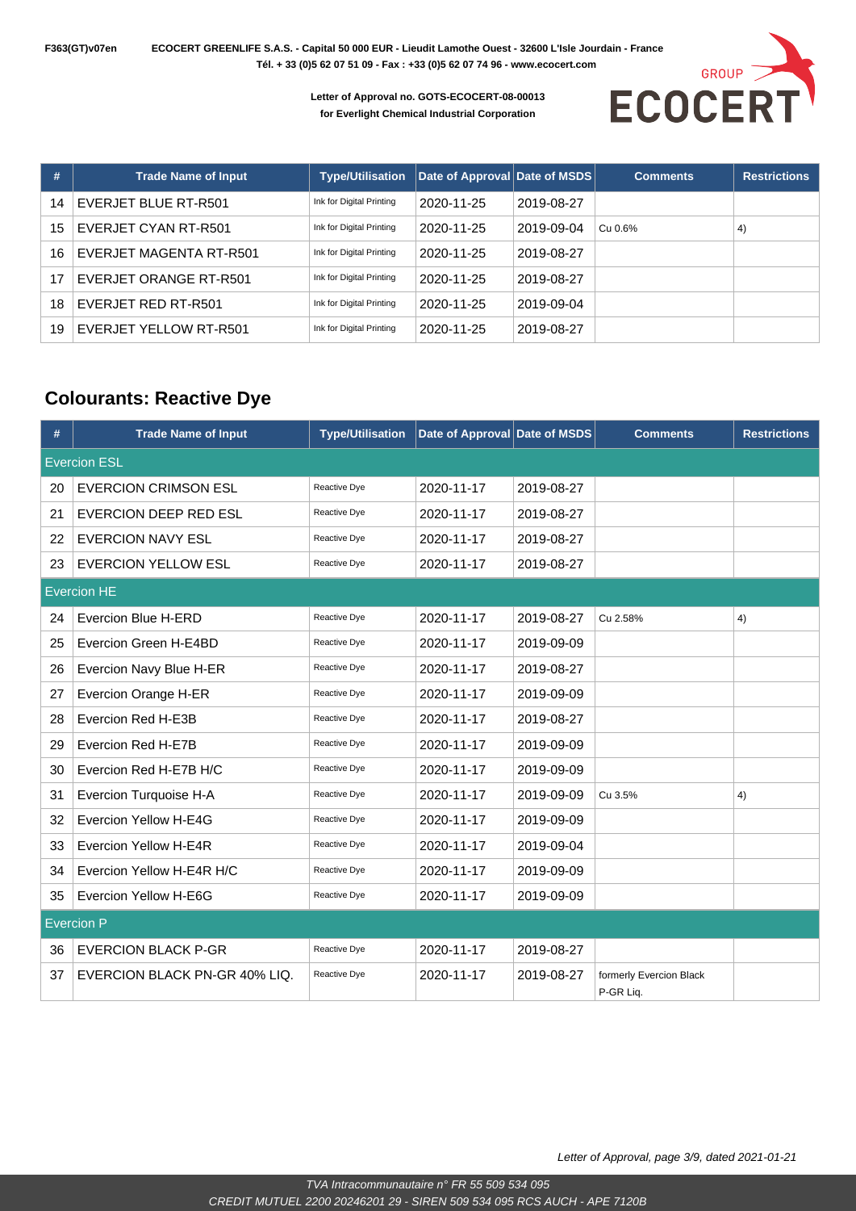**Letter of Approval no. GOTS-ECOCERT-08-00013**
**for Everlight Chemical Industrial Corporation**

| # | Trade Name of Input | Type/Utilisation | Date of Approval | Date of MSDS | Comments | Restrictions |
|---|---|---|---|---|---|---|
| 14 | EVERJET BLUE RT-R501 | Ink for Digital Printing | 2020-11-25 | 2019-08-27 | | |
| 15 | EVERJET CYAN RT-R501 | Ink for Digital Printing | 2020-11-25 | 2019-09-04 | Cu 0.6% | 4) |
| 16 | EVERJET MAGENTA RT-R501 | Ink for Digital Printing | 2020-11-25 | 2019-08-27 | | |
| 17 | EVERJET ORANGE RT-R501 | Ink for Digital Printing | 2020-11-25 | 2019-08-27 | | |
| 18 | EVERJET RED RT-R501 | Ink for Digital Printing | 2020-11-25 | 2019-09-04 | | |
| 19 | EVERJET YELLOW RT-R501 | Ink for Digital Printing | 2020-11-25 | 2019-08-27 | | |

## Colourants: Reactive Dye

| # | Trade Name of Input | Type/Utilisation | Date of Approval | Date of MSDS | Comments | Restrictions |
|---|---|---|---|---|---|---|
| Evercion ESL | | | | | | |
| 20 | EVERCION CRIMSON ESL | Reactive Dye | 2020-11-17 | 2019-08-27 | | |
| 21 | EVERCION DEEP RED ESL | Reactive Dye | 2020-11-17 | 2019-08-27 | | |
| 22 | EVERCION NAVY ESL | Reactive Dye | 2020-11-17 | 2019-08-27 | | |
| 23 | EVERCION YELLOW ESL | Reactive Dye | 2020-11-17 | 2019-08-27 | | |
| Evercion HE | | | | | | |
| 24 | Evercion Blue H-ERD | Reactive Dye | 2020-11-17 | 2019-08-27 | Cu 2.58% | 4) |
| 25 | Evercion Green H-E4BD | Reactive Dye | 2020-11-17 | 2019-09-09 | | |
| 26 | Evercion Navy Blue H-ER | Reactive Dye | 2020-11-17 | 2019-08-27 | | |
| 27 | Evercion Orange H-ER | Reactive Dye | 2020-11-17 | 2019-09-09 | | |
| 28 | Evercion Red H-E3B | Reactive Dye | 2020-11-17 | 2019-08-27 | | |
| 29 | Evercion Red H-E7B | Reactive Dye | 2020-11-17 | 2019-09-09 | | |
| 30 | Evercion Red H-E7B H/C | Reactive Dye | 2020-11-17 | 2019-09-09 | | |
| 31 | Evercion Turquoise H-A | Reactive Dye | 2020-11-17 | 2019-09-09 | Cu 3.5% | 4) |
| 32 | Evercion Yellow H-E4G | Reactive Dye | 2020-11-17 | 2019-09-09 | | |
| 33 | Evercion Yellow H-E4R | Reactive Dye | 2020-11-17 | 2019-09-04 | | |
| 34 | Evercion Yellow H-E4R H/C | Reactive Dye | 2020-11-17 | 2019-09-09 | | |
| 35 | Evercion Yellow H-E6G | Reactive Dye | 2020-11-17 | 2019-09-09 | | |
| Evercion P | | | | | | |
| 36 | EVERCION BLACK P-GR | Reactive Dye | 2020-11-17 | 2019-08-27 | | |
| 37 | EVERCION BLACK PN-GR 40% LIQ. | Reactive Dye | 2020-11-17 | 2019-08-27 | formerly Evercion Black P-GR Liq. | |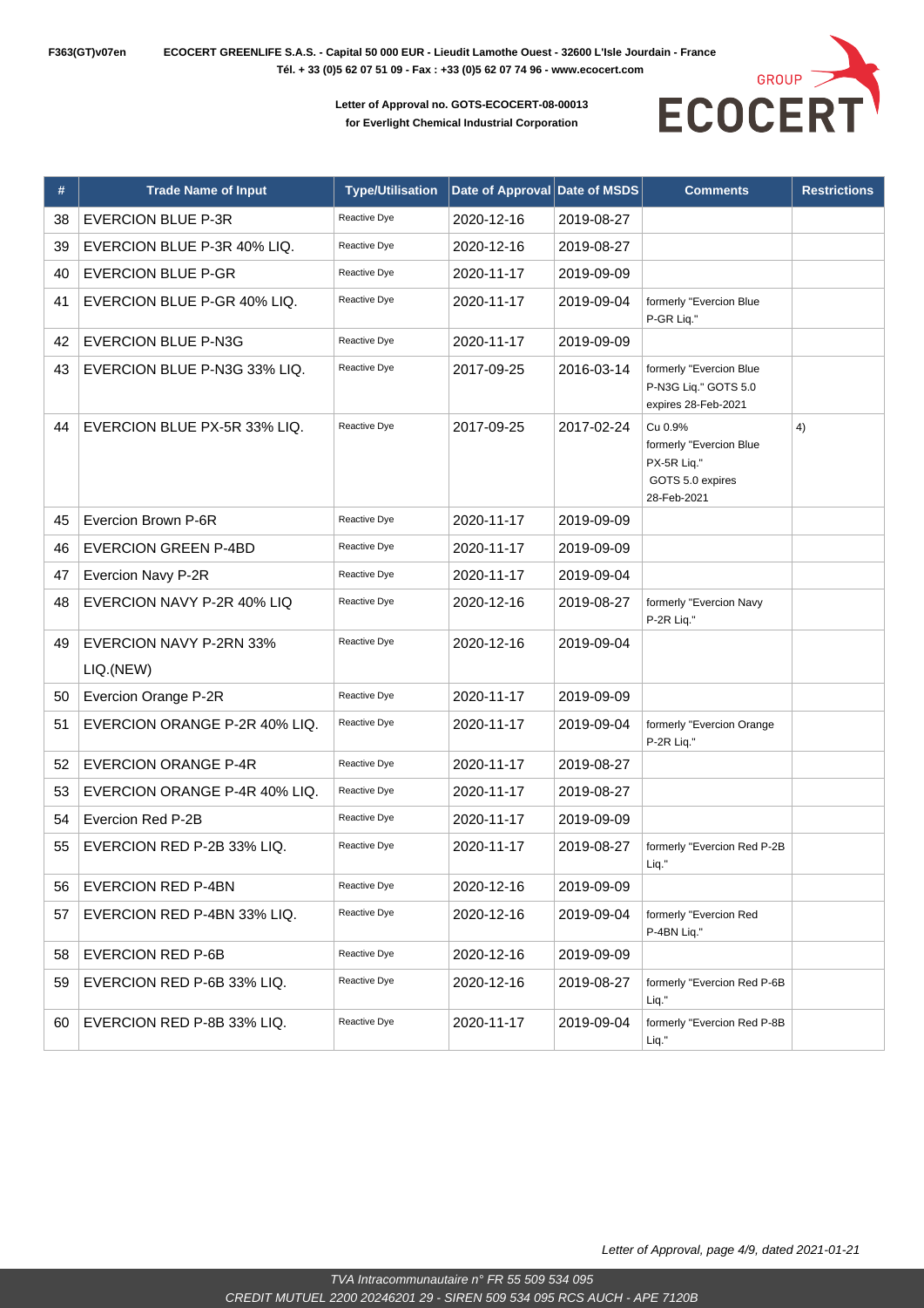**Letter of Approval no. GOTS-ECOCERT-08-00013**
**for Everlight Chemical Industrial Corporation**

| # | Trade Name of Input | Type/Utilisation | Date of Approval | Date of MSDS | Comments | Restrictions |
|---|---|---|---|---|---|---|
| 38 | EVERCION BLUE P-3R | Reactive Dye | 2020-12-16 | 2019-08-27 | | |
| 39 | EVERCION BLUE P-3R 40% LIQ. | Reactive Dye | 2020-12-16 | 2019-08-27 | | |
| 40 | EVERCION BLUE P-GR | Reactive Dye | 2020-11-17 | 2019-09-09 | | |
| 41 | EVERCION BLUE P-GR 40% LIQ. | Reactive Dye | 2020-11-17 | 2019-09-04 | formerly "Evercion Blue P-GR Liq." | |
| 42 | EVERCION BLUE P-N3G | Reactive Dye | 2020-11-17 | 2019-09-09 | | |
| 43 | EVERCION BLUE P-N3G 33% LIQ. | Reactive Dye | 2017-09-25 | 2016-03-14 | formerly "Evercion Blue P-N3G Liq." GOTS 5.0 expires 28-Feb-2021 | |
| 44 | EVERCION BLUE PX-5R 33% LIQ. | Reactive Dye | 2017-09-25 | 2017-02-24 | Cu 0.9% formerly "Evercion Blue PX-5R Liq." GOTS 5.0 expires 28-Feb-2021 | 4) |
| 45 | Evercion Brown P-6R | Reactive Dye | 2020-11-17 | 2019-09-09 | | |
| 46 | EVERCION GREEN P-4BD | Reactive Dye | 2020-11-17 | 2019-09-09 | | |
| 47 | Evercion Navy P-2R | Reactive Dye | 2020-11-17 | 2019-09-04 | | |
| 48 | EVERCION NAVY P-2R 40% LIQ | Reactive Dye | 2020-12-16 | 2019-08-27 | formerly "Evercion Navy P-2R Liq." | |
| 49 | EVERCION NAVY P-2RN 33% LIQ.(NEW) | Reactive Dye | 2020-12-16 | 2019-09-04 | | |
| 50 | Evercion Orange P-2R | Reactive Dye | 2020-11-17 | 2019-09-09 | | |
| 51 | EVERCION ORANGE P-2R 40% LIQ. | Reactive Dye | 2020-11-17 | 2019-09-04 | formerly "Evercion Orange P-2R Liq." | |
| 52 | EVERCION ORANGE P-4R | Reactive Dye | 2020-11-17 | 2019-08-27 | | |
| 53 | EVERCION ORANGE P-4R 40% LIQ. | Reactive Dye | 2020-11-17 | 2019-08-27 | | |
| 54 | Evercion Red P-2B | Reactive Dye | 2020-11-17 | 2019-09-09 | | |
| 55 | EVERCION RED P-2B 33% LIQ. | Reactive Dye | 2020-11-17 | 2019-08-27 | formerly "Evercion Red P-2B Liq." | |
| 56 | EVERCION RED P-4BN | Reactive Dye | 2020-12-16 | 2019-09-09 | | |
| 57 | EVERCION RED P-4BN 33% LIQ. | Reactive Dye | 2020-12-16 | 2019-09-04 | formerly "Evercion Red P-4BN Liq." | |
| 58 | EVERCION RED P-6B | Reactive Dye | 2020-12-16 | 2019-09-09 | | |
| 59 | EVERCION RED P-6B 33% LIQ. | Reactive Dye | 2020-12-16 | 2019-08-27 | formerly "Evercion Red P-6B Liq." | |
| 60 | EVERCION RED P-8B 33% LIQ. | Reactive Dye | 2020-11-17 | 2019-09-04 | formerly "Evercion Red P-8B Liq." | |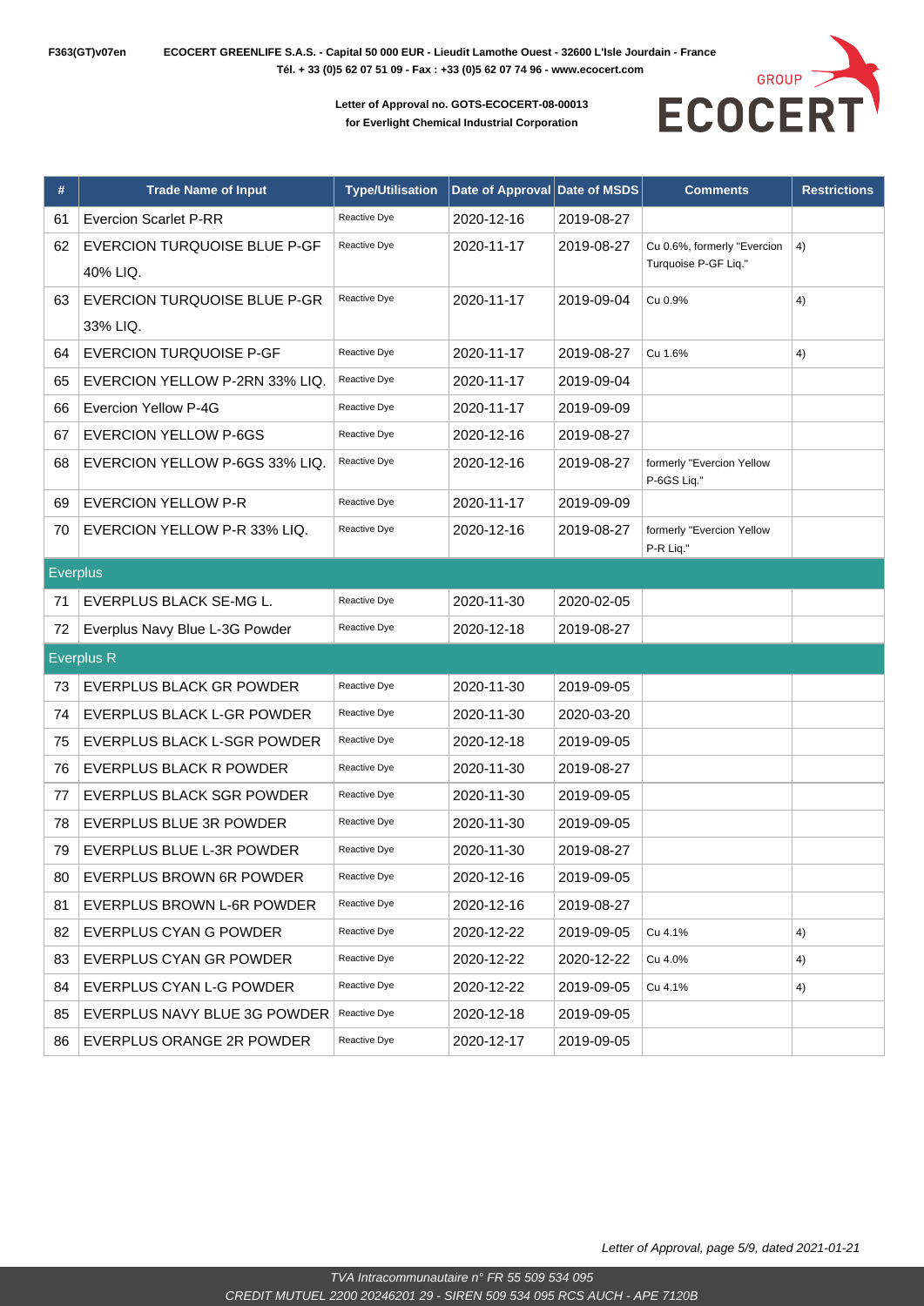**Letter of Approval no. GOTS-ECOCERT-08-00013**
**for Everlight Chemical Industrial Corporation**

| # | Trade Name of Input | Type/Utilisation | Date of Approval | Date of MSDS | Comments | Restrictions |
|---|---|---|---|---|---|---|
| 61 | Evercion Scarlet P-RR | Reactive Dye | 2020-12-16 | 2019-08-27 | | |
| 62 | EVERCION TURQUOISE BLUE P-GF 40% LIQ. | Reactive Dye | 2020-11-17 | 2019-08-27 | Cu 0.6%, formerly "Evercion Turquoise P-GF Liq." | 4) |
| 63 | EVERCION TURQUOISE BLUE P-GR 33% LIQ. | Reactive Dye | 2020-11-17 | 2019-09-04 | Cu 0.9% | 4) |
| 64 | EVERCION TURQUOISE P-GF | Reactive Dye | 2020-11-17 | 2019-08-27 | Cu 1.6% | 4) |
| 65 | EVERCION YELLOW P-2RN 33% LIQ. | Reactive Dye | 2020-11-17 | 2019-09-04 | | |
| 66 | Evercion Yellow P-4G | Reactive Dye | 2020-11-17 | 2019-09-09 | | |
| 67 | EVERCION YELLOW P-6GS | Reactive Dye | 2020-12-16 | 2019-08-27 | | |
| 68 | EVERCION YELLOW P-6GS 33% LIQ. | Reactive Dye | 2020-12-16 | 2019-08-27 | formerly "Evercion Yellow P-6GS Liq." | |
| 69 | EVERCION YELLOW P-R | Reactive Dye | 2020-11-17 | 2019-09-09 | | |
| 70 | EVERCION YELLOW P-R 33% LIQ. | Reactive Dye | 2020-12-16 | 2019-08-27 | formerly "Evercion Yellow P-R Liq." | |
| **Everplus** | | | | | | |
| 71 | EVERPLUS BLACK SE-MG L. | Reactive Dye | 2020-11-30 | 2020-02-05 | | |
| 72 | Everplus Navy Blue L-3G Powder | Reactive Dye | 2020-12-18 | 2019-08-27 | | |
| **Everplus R** | | | | | | |
| 73 | EVERPLUS BLACK GR POWDER | Reactive Dye | 2020-11-30 | 2019-09-05 | | |
| 74 | EVERPLUS BLACK L-GR POWDER | Reactive Dye | 2020-11-30 | 2020-03-20 | | |
| 75 | EVERPLUS BLACK L-SGR POWDER | Reactive Dye | 2020-12-18 | 2019-09-05 | | |
| 76 | EVERPLUS BLACK R POWDER | Reactive Dye | 2020-11-30 | 2019-08-27 | | |
| 77 | EVERPLUS BLACK SGR POWDER | Reactive Dye | 2020-11-30 | 2019-09-05 | | |
| 78 | EVERPLUS BLUE 3R POWDER | Reactive Dye | 2020-11-30 | 2019-09-05 | | |
| 79 | EVERPLUS BLUE L-3R POWDER | Reactive Dye | 2020-11-30 | 2019-08-27 | | |
| 80 | EVERPLUS BROWN 6R POWDER | Reactive Dye | 2020-12-16 | 2019-09-05 | | |
| 81 | EVERPLUS BROWN L-6R POWDER | Reactive Dye | 2020-12-16 | 2019-08-27 | | |
| 82 | EVERPLUS CYAN G POWDER | Reactive Dye | 2020-12-22 | 2019-09-05 | Cu 4.1% | 4) |
| 83 | EVERPLUS CYAN GR POWDER | Reactive Dye | 2020-12-22 | 2020-12-22 | Cu 4.0% | 4) |
| 84 | EVERPLUS CYAN L-G POWDER | Reactive Dye | 2020-12-22 | 2019-09-05 | Cu 4.1% | 4) |
| 85 | EVERPLUS NAVY BLUE 3G POWDER | Reactive Dye | 2020-12-18 | 2019-09-05 | | |
| 86 | EVERPLUS ORANGE 2R POWDER | Reactive Dye | 2020-12-17 | 2019-09-05 | | |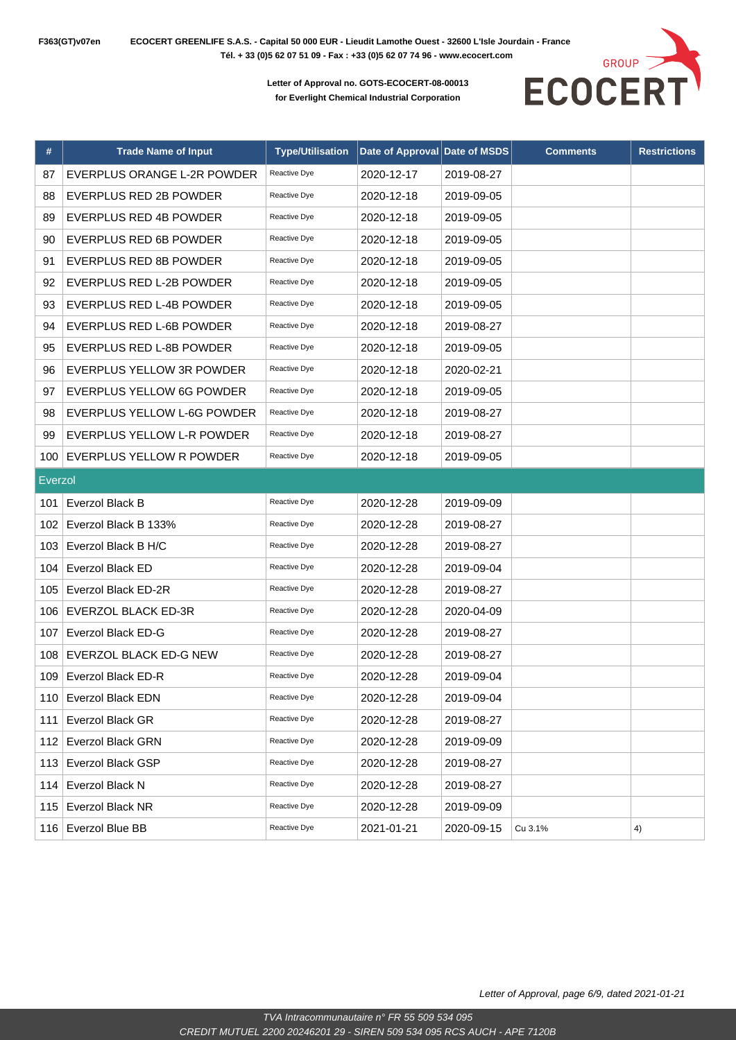**Letter of Approval no. GOTS-ECOCERT-08-00013**
**for Everlight Chemical Industrial Corporation**

| # | Trade Name of Input | Type/Utilisation | Date of Approval | Date of MSDS | Comments | Restrictions |
|---|---|---|---|---|---|---|
| 87 | EVERPLUS ORANGE L-2R POWDER | Reactive Dye | 2020-12-17 | 2019-08-27 | | |
| 88 | EVERPLUS RED 2B POWDER | Reactive Dye | 2020-12-18 | 2019-09-05 | | |
| 89 | EVERPLUS RED 4B POWDER | Reactive Dye | 2020-12-18 | 2019-09-05 | | |
| 90 | EVERPLUS RED 6B POWDER | Reactive Dye | 2020-12-18 | 2019-09-05 | | |
| 91 | EVERPLUS RED 8B POWDER | Reactive Dye | 2020-12-18 | 2019-09-05 | | |
| 92 | EVERPLUS RED L-2B POWDER | Reactive Dye | 2020-12-18 | 2019-09-05 | | |
| 93 | EVERPLUS RED L-4B POWDER | Reactive Dye | 2020-12-18 | 2019-09-05 | | |
| 94 | EVERPLUS RED L-6B POWDER | Reactive Dye | 2020-12-18 | 2019-08-27 | | |
| 95 | EVERPLUS RED L-8B POWDER | Reactive Dye | 2020-12-18 | 2019-09-05 | | |
| 96 | EVERPLUS YELLOW 3R POWDER | Reactive Dye | 2020-12-18 | 2020-02-21 | | |
| 97 | EVERPLUS YELLOW 6G POWDER | Reactive Dye | 2020-12-18 | 2019-09-05 | | |
| 98 | EVERPLUS YELLOW L-6G POWDER | Reactive Dye | 2020-12-18 | 2019-08-27 | | |
| 99 | EVERPLUS YELLOW L-R POWDER | Reactive Dye | 2020-12-18 | 2019-08-27 | | |
| 100 | EVERPLUS YELLOW R POWDER | Reactive Dye | 2020-12-18 | 2019-09-05 | | |
| Everzol | | | | | | |
| 101 | Everzol Black B | Reactive Dye | 2020-12-28 | 2019-09-09 | | |
| 102 | Everzol Black B 133% | Reactive Dye | 2020-12-28 | 2019-08-27 | | |
| 103 | Everzol Black B H/C | Reactive Dye | 2020-12-28 | 2019-08-27 | | |
| 104 | Everzol Black ED | Reactive Dye | 2020-12-28 | 2019-09-04 | | |
| 105 | Everzol Black ED-2R | Reactive Dye | 2020-12-28 | 2019-08-27 | | |
| 106 | EVERZOL BLACK ED-3R | Reactive Dye | 2020-12-28 | 2020-04-09 | | |
| 107 | Everzol Black ED-G | Reactive Dye | 2020-12-28 | 2019-08-27 | | |
| 108 | EVERZOL BLACK ED-G NEW | Reactive Dye | 2020-12-28 | 2019-08-27 | | |
| 109 | Everzol Black ED-R | Reactive Dye | 2020-12-28 | 2019-09-04 | | |
| 110 | Everzol Black EDN | Reactive Dye | 2020-12-28 | 2019-09-04 | | |
| 111 | Everzol Black GR | Reactive Dye | 2020-12-28 | 2019-08-27 | | |
| 112 | Everzol Black GRN | Reactive Dye | 2020-12-28 | 2019-09-09 | | |
| 113 | Everzol Black GSP | Reactive Dye | 2020-12-28 | 2019-08-27 | | |
| 114 | Everzol Black N | Reactive Dye | 2020-12-28 | 2019-08-27 | | |
| 115 | Everzol Black NR | Reactive Dye | 2020-12-28 | 2019-09-09 | | |
| 116 | Everzol Blue BB | Reactive Dye | 2021-01-21 | 2020-09-15 | Cu 3.1% | 4) |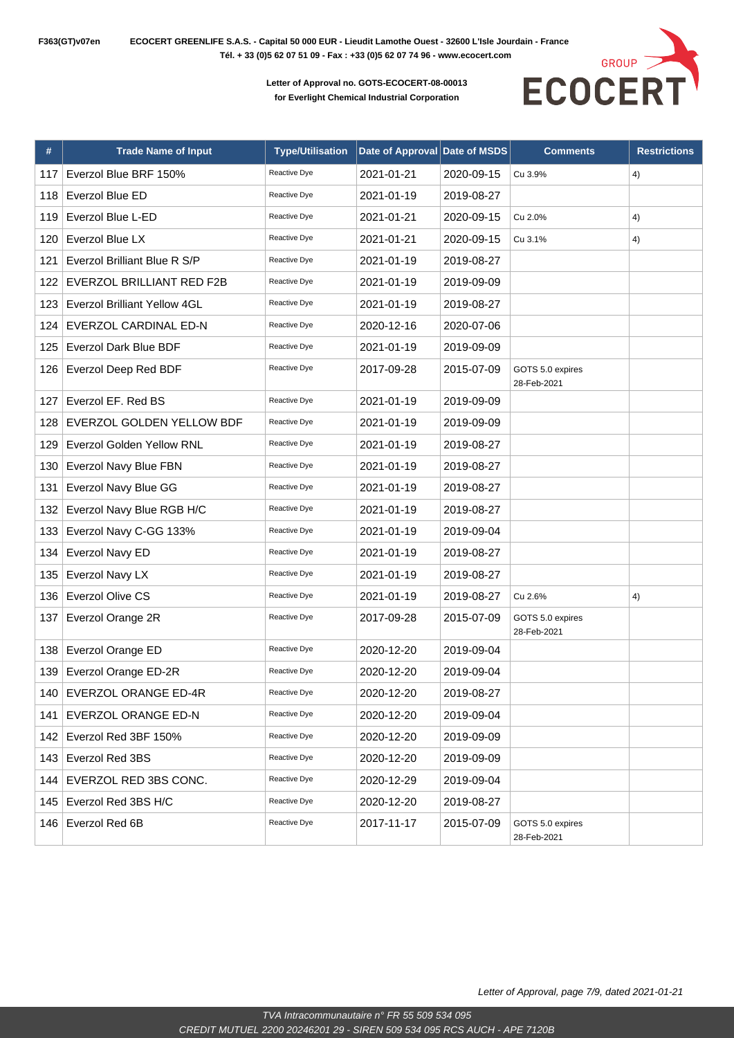F363(GT)v07en **ECOCERT GREENLIFE S.A.S. - Capital 50 000 EUR - Lieudit Lamothe Ouest - 32600 L'Isle Jourdain - France**
**Tél. + 33 (0)5 62 07 51 09 - Fax : +33 (0)5 62 07 74 96 - www.ecocert.com**

**Letter of Approval no. GOTS-ECOCERT-08-00013**
**for Everlight Chemical Industrial Corporation**

| # | Trade Name of Input | Type/Utilisation | Date of Approval | Date of MSDS | Comments | Restrictions |
|---|---|---|---|---|---|---|
| 117 | Everzol Blue BRF 150% | Reactive Dye | 2021-01-21 | 2020-09-15 | Cu 3.9% | 4) |
| 118 | Everzol Blue ED | Reactive Dye | 2021-01-19 | 2019-08-27 | | |
| 119 | Everzol Blue L-ED | Reactive Dye | 2021-01-21 | 2020-09-15 | Cu 2.0% | 4) |
| 120 | Everzol Blue LX | Reactive Dye | 2021-01-21 | 2020-09-15 | Cu 3.1% | 4) |
| 121 | Everzol Brilliant Blue R S/P | Reactive Dye | 2021-01-19 | 2019-08-27 | | |
| 122 | EVERZOL BRILLIANT RED F2B | Reactive Dye | 2021-01-19 | 2019-09-09 | | |
| 123 | Everzol Brilliant Yellow 4GL | Reactive Dye | 2021-01-19 | 2019-08-27 | | |
| 124 | EVERZOL CARDINAL ED-N | Reactive Dye | 2020-12-16 | 2020-07-06 | | |
| 125 | Everzol Dark Blue BDF | Reactive Dye | 2021-01-19 | 2019-09-09 | | |
| 126 | Everzol Deep Red BDF | Reactive Dye | 2017-09-28 | 2015-07-09 | GOTS 5.0 expires 28-Feb-2021 | |
| 127 | Everzol EF. Red BS | Reactive Dye | 2021-01-19 | 2019-09-09 | | |
| 128 | EVERZOL GOLDEN YELLOW BDF | Reactive Dye | 2021-01-19 | 2019-09-09 | | |
| 129 | Everzol Golden Yellow RNL | Reactive Dye | 2021-01-19 | 2019-08-27 | | |
| 130 | Everzol Navy Blue FBN | Reactive Dye | 2021-01-19 | 2019-08-27 | | |
| 131 | Everzol Navy Blue GG | Reactive Dye | 2021-01-19 | 2019-08-27 | | |
| 132 | Everzol Navy Blue RGB H/C | Reactive Dye | 2021-01-19 | 2019-08-27 | | |
| 133 | Everzol Navy C-GG 133% | Reactive Dye | 2021-01-19 | 2019-09-04 | | |
| 134 | Everzol Navy ED | Reactive Dye | 2021-01-19 | 2019-08-27 | | |
| 135 | Everzol Navy LX | Reactive Dye | 2021-01-19 | 2019-08-27 | | |
| 136 | Everzol Olive CS | Reactive Dye | 2021-01-19 | 2019-08-27 | Cu 2.6% | 4) |
| 137 | Everzol Orange 2R | Reactive Dye | 2017-09-28 | 2015-07-09 | GOTS 5.0 expires 28-Feb-2021 | |
| 138 | Everzol Orange ED | Reactive Dye | 2020-12-20 | 2019-09-04 | | |
| 139 | Everzol Orange ED-2R | Reactive Dye | 2020-12-20 | 2019-09-04 | | |
| 140 | EVERZOL ORANGE ED-4R | Reactive Dye | 2020-12-20 | 2019-08-27 | | |
| 141 | EVERZOL ORANGE ED-N | Reactive Dye | 2020-12-20 | 2019-09-04 | | |
| 142 | Everzol Red 3BF 150% | Reactive Dye | 2020-12-20 | 2019-09-09 | | |
| 143 | Everzol Red 3BS | Reactive Dye | 2020-12-20 | 2019-09-09 | | |
| 144 | EVERZOL RED 3BS CONC. | Reactive Dye | 2020-12-29 | 2019-09-04 | | |
| 145 | Everzol Red 3BS H/C | Reactive Dye | 2020-12-20 | 2019-08-27 | | |
| 146 | Everzol Red 6B | Reactive Dye | 2017-11-17 | 2015-07-09 | GOTS 5.0 expires 28-Feb-2021 | |

*Letter of Approval, page 7/9, dated 2021-01-21*

*TVA Intracommunautaire n° FR 55 509 534 095*
*CREDIT MUTUEL 2200 20246201 29 - SIREN 509 534 095 RCS AUCH - APE 7120B*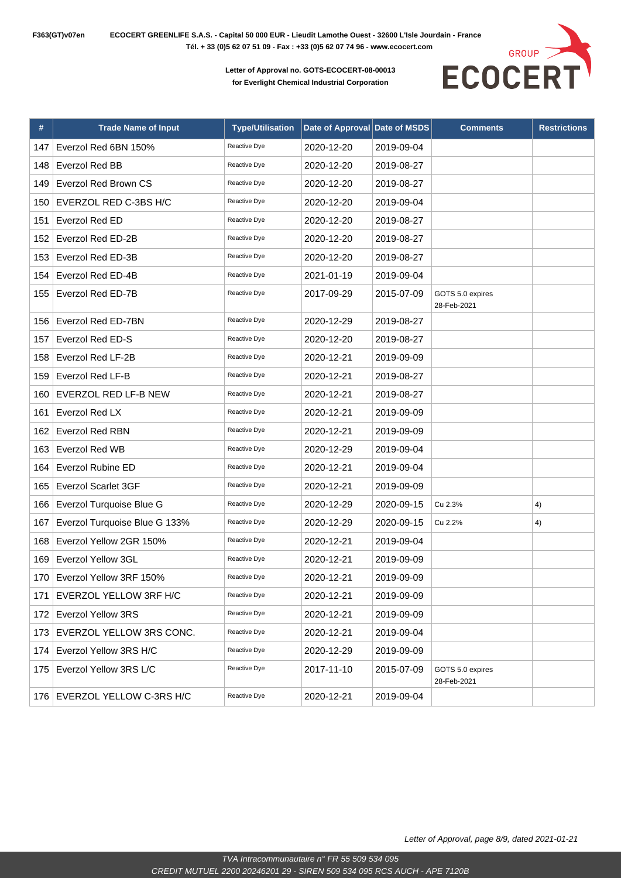F363(GT)v07en **ECOCERT GREENLIFE S.A.S. - Capital 50 000 EUR - Lieudit Lamothe Ouest - 32600 L'Isle Jourdain - France**
**Tél. + 33 (0)5 62 07 51 09 - Fax : +33 (0)5 62 07 74 96 - www.ecocert.com**

**Letter of Approval no. GOTS-ECOCERT-08-00013**
**for Everlight Chemical Industrial Corporation**

| # | Trade Name of Input | Type/Utilisation | Date of Approval | Date of MSDS | Comments | Restrictions |
|---|---|---|---|---|---|---|
| 147 | Everzol Red 6BN 150% | Reactive Dye | 2020-12-20 | 2019-09-04 | | |
| 148 | Everzol Red BB | Reactive Dye | 2020-12-20 | 2019-08-27 | | |
| 149 | Everzol Red Brown CS | Reactive Dye | 2020-12-20 | 2019-08-27 | | |
| 150 | EVERZOL RED C-3BS H/C | Reactive Dye | 2020-12-20 | 2019-09-04 | | |
| 151 | Everzol Red ED | Reactive Dye | 2020-12-20 | 2019-08-27 | | |
| 152 | Everzol Red ED-2B | Reactive Dye | 2020-12-20 | 2019-08-27 | | |
| 153 | Everzol Red ED-3B | Reactive Dye | 2020-12-20 | 2019-08-27 | | |
| 154 | Everzol Red ED-4B | Reactive Dye | 2021-01-19 | 2019-09-04 | | |
| 155 | Everzol Red ED-7B | Reactive Dye | 2017-09-29 | 2015-07-09 | GOTS 5.0 expires 28-Feb-2021 | |
| 156 | Everzol Red ED-7BN | Reactive Dye | 2020-12-29 | 2019-08-27 | | |
| 157 | Everzol Red ED-S | Reactive Dye | 2020-12-20 | 2019-08-27 | | |
| 158 | Everzol Red LF-2B | Reactive Dye | 2020-12-21 | 2019-09-09 | | |
| 159 | Everzol Red LF-B | Reactive Dye | 2020-12-21 | 2019-08-27 | | |
| 160 | EVERZOL RED LF-B NEW | Reactive Dye | 2020-12-21 | 2019-08-27 | | |
| 161 | Everzol Red LX | Reactive Dye | 2020-12-21 | 2019-09-09 | | |
| 162 | Everzol Red RBN | Reactive Dye | 2020-12-21 | 2019-09-09 | | |
| 163 | Everzol Red WB | Reactive Dye | 2020-12-29 | 2019-09-04 | | |
| 164 | Everzol Rubine ED | Reactive Dye | 2020-12-21 | 2019-09-04 | | |
| 165 | Everzol Scarlet 3GF | Reactive Dye | 2020-12-21 | 2019-09-09 | | |
| 166 | Everzol Turquoise Blue G | Reactive Dye | 2020-12-29 | 2020-09-15 | Cu 2.3% | 4) |
| 167 | Everzol Turquoise Blue G 133% | Reactive Dye | 2020-12-29 | 2020-09-15 | Cu 2.2% | 4) |
| 168 | Everzol Yellow 2GR 150% | Reactive Dye | 2020-12-21 | 2019-09-04 | | |
| 169 | Everzol Yellow 3GL | Reactive Dye | 2020-12-21 | 2019-09-09 | | |
| 170 | Everzol Yellow 3RF 150% | Reactive Dye | 2020-12-21 | 2019-09-09 | | |
| 171 | EVERZOL YELLOW 3RF H/C | Reactive Dye | 2020-12-21 | 2019-09-09 | | |
| 172 | Everzol Yellow 3RS | Reactive Dye | 2020-12-21 | 2019-09-09 | | |
| 173 | EVERZOL YELLOW 3RS CONC. | Reactive Dye | 2020-12-21 | 2019-09-04 | | |
| 174 | Everzol Yellow 3RS H/C | Reactive Dye | 2020-12-29 | 2019-09-09 | | |
| 175 | Everzol Yellow 3RS L/C | Reactive Dye | 2017-11-10 | 2015-07-09 | GOTS 5.0 expires 28-Feb-2021 | |
| 176 | EVERZOL YELLOW C-3RS H/C | Reactive Dye | 2020-12-21 | 2019-09-04 | | |

*Letter of Approval, page 8/9, dated 2021-01-21*

*TVA Intracommunautaire n° FR 55 509 534 095*
*CREDIT MUTUEL 2200 20246201 29 - SIREN 509 534 095 RCS AUCH - APE 7120B*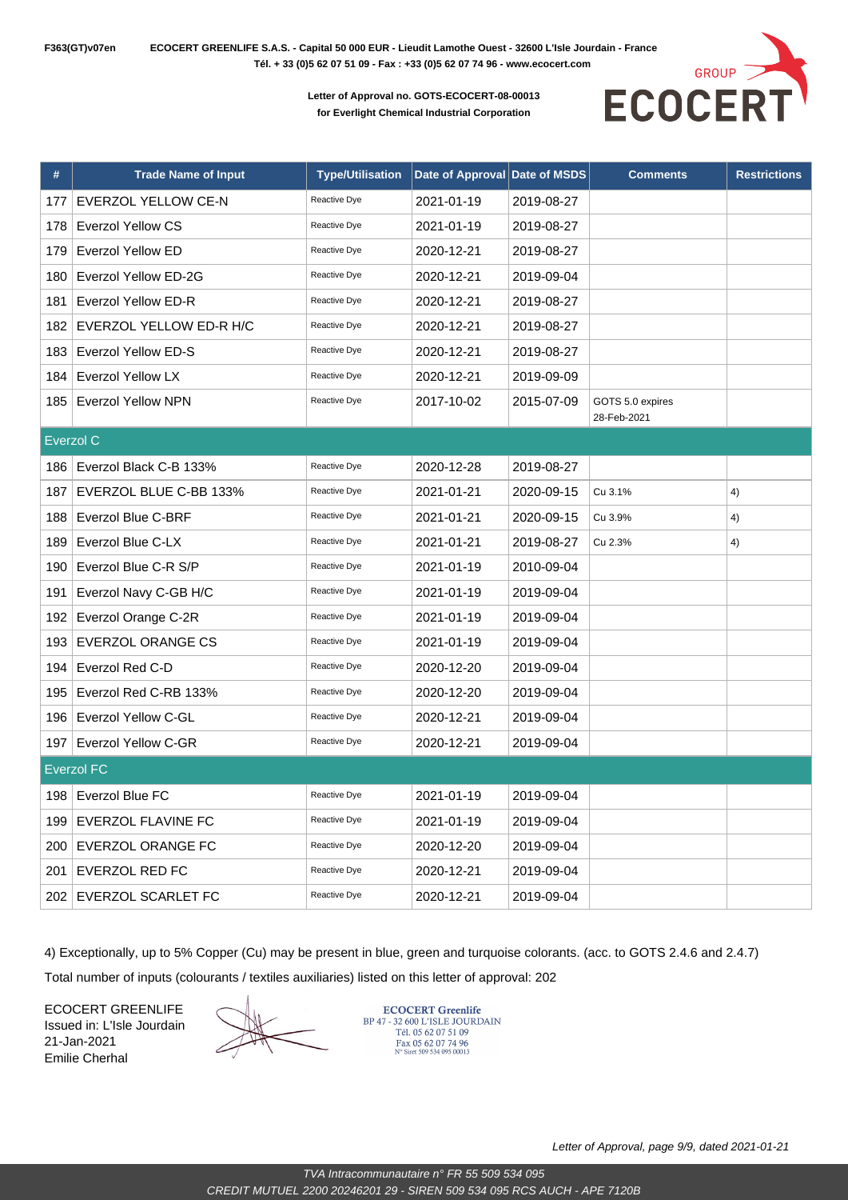F363(GT)v07en ECOCERT GREENLIFE S.A.S. - Capital 50 000 EUR - Lieudit Lamothe Ouest - 32600 L'Isle Jourdain - France
Tél. + 33 (0)5 62 07 51 09 - Fax : +33 (0)5 62 07 74 96 - www.ecocert.com

**Letter of Approval no. GOTS-ECOCERT-08-00013**
**for Everlight Chemical Industrial Corporation**

| # | Trade Name of Input | Type/Utilisation | Date of Approval | Date of MSDS | Comments | Restrictions |
|---|---|---|---|---|---|---|
| 177 | EVERZOL YELLOW CE-N | Reactive Dye | 2021-01-19 | 2019-08-27 | | |
| 178 | Everzol Yellow CS | Reactive Dye | 2021-01-19 | 2019-08-27 | | |
| 179 | Everzol Yellow ED | Reactive Dye | 2020-12-21 | 2019-08-27 | | |
| 180 | Everzol Yellow ED-2G | Reactive Dye | 2020-12-21 | 2019-09-04 | | |
| 181 | Everzol Yellow ED-R | Reactive Dye | 2020-12-21 | 2019-08-27 | | |
| 182 | EVERZOL YELLOW ED-R H/C | Reactive Dye | 2020-12-21 | 2019-08-27 | | |
| 183 | Everzol Yellow ED-S | Reactive Dye | 2020-12-21 | 2019-08-27 | | |
| 184 | Everzol Yellow LX | Reactive Dye | 2020-12-21 | 2019-09-09 | | |
| 185 | Everzol Yellow NPN | Reactive Dye | 2017-10-02 | 2015-07-09 | GOTS 5.0 expires 28-Feb-2021 | |
| Everzol C | | | | | | |
| 186 | Everzol Black C-B 133% | Reactive Dye | 2020-12-28 | 2019-08-27 | | |
| 187 | EVERZOL BLUE C-BB 133% | Reactive Dye | 2021-01-21 | 2020-09-15 | Cu 3.1% | 4) |
| 188 | Everzol Blue C-BRF | Reactive Dye | 2021-01-21 | 2020-09-15 | Cu 3.9% | 4) |
| 189 | Everzol Blue C-LX | Reactive Dye | 2021-01-21 | 2019-08-27 | Cu 2.3% | 4) |
| 190 | Everzol Blue C-R S/P | Reactive Dye | 2021-01-19 | 2010-09-04 | | |
| 191 | Everzol Navy C-GB H/C | Reactive Dye | 2021-01-19 | 2019-09-04 | | |
| 192 | Everzol Orange C-2R | Reactive Dye | 2021-01-19 | 2019-09-04 | | |
| 193 | EVERZOL ORANGE CS | Reactive Dye | 2021-01-19 | 2019-09-04 | | |
| 194 | Everzol Red C-D | Reactive Dye | 2020-12-20 | 2019-09-04 | | |
| 195 | Everzol Red C-RB 133% | Reactive Dye | 2020-12-20 | 2019-09-04 | | |
| 196 | Everzol Yellow C-GL | Reactive Dye | 2020-12-21 | 2019-09-04 | | |
| 197 | Everzol Yellow C-GR | Reactive Dye | 2020-12-21 | 2019-09-04 | | |
| Everzol FC | | | | | | |
| 198 | Everzol Blue FC | Reactive Dye | 2021-01-19 | 2019-09-04 | | |
| 199 | EVERZOL FLAVINE FC | Reactive Dye | 2021-01-19 | 2019-09-04 | | |
| 200 | EVERZOL ORANGE FC | Reactive Dye | 2020-12-20 | 2019-09-04 | | |
| 201 | EVERZOL RED FC | Reactive Dye | 2020-12-21 | 2019-09-04 | | |
| 202 | EVERZOL SCARLET FC | Reactive Dye | 2020-12-21 | 2019-09-04 | | |

4) Exceptionally, up to 5% Copper (Cu) may be present in blue, green and turquoise colorants. (acc. to GOTS 2.4.6 and 2.4.7)

Total number of inputs (colourants / textiles auxiliaries) listed on this letter of approval: 202

ECOCERT GREENLIFE
Issued in: L'Isle Jourdain
21-Jan-2021
Emilie Cherhal

ECOCERT Greenlife
BP 47 - 32 600 L'ISLE JOURDAIN
Tél. 05 62 07 51 09
Fax 05 62 07 74 96
N° Siret 509 534 095 00013

*Letter of Approval, page 9/9, dated 2021-01-21*

*TVA Intracommunautaire n° FR 55 509 534 095*
*CREDIT MUTUEL 2200 20246201 29 - SIREN 509 534 095 RCS AUCH - APE 7120B*